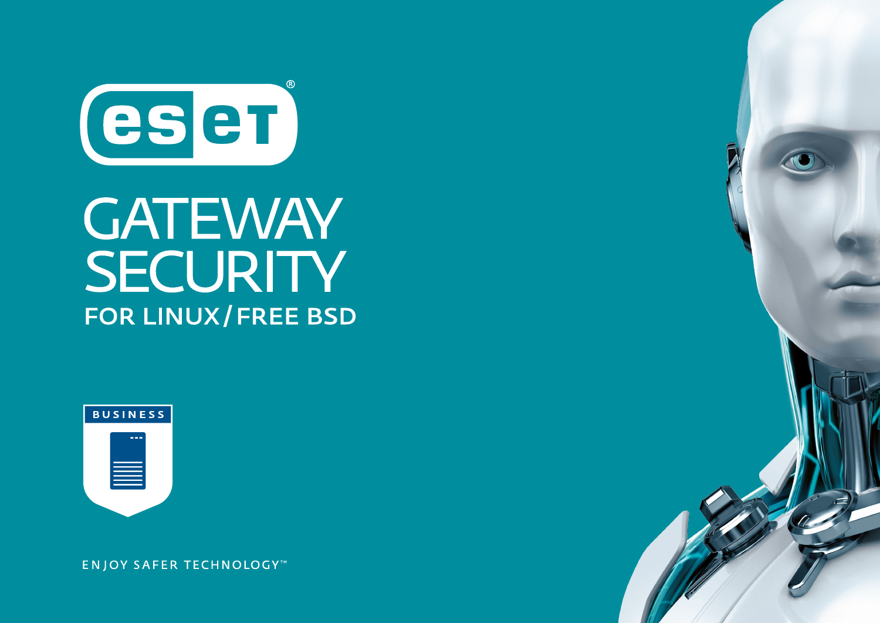# GATEWAY SECURITY

## FOR LINUX/FREE BSD

BUSINESS

ENJOY SAFER TECHNOLOGY™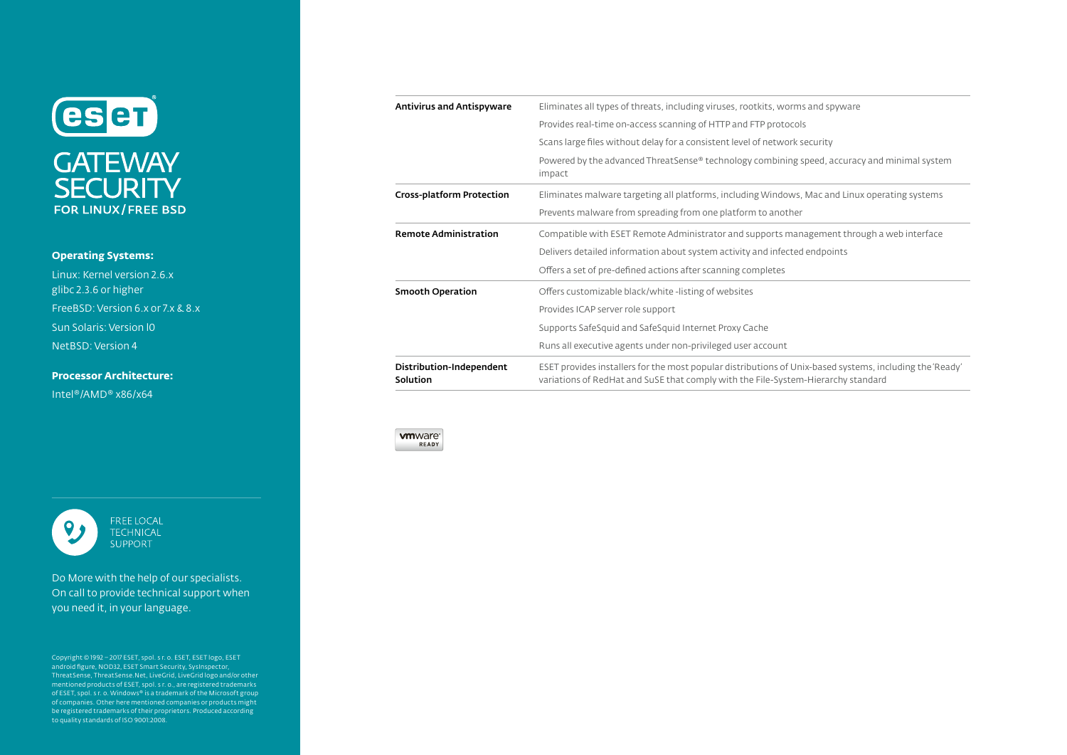# GATEWAY SECURITY
## FOR LINUX / FREE BSD

**Operating Systems:**

Linux: Kernel version 2.6.x
glibc 2.3.6 or higher

FreeBSD: Version 6.x or 7.x & 8.x

Sun Solaris: Version l0

NetBSD: Version 4

**Processor Architecture:**

Intel®/AMD® x86/x64

FREE LOCAL TECHNICAL SUPPORT

Do More with the help of our specialists. On call to provide technical support when you need it, in your language.

Copyright © 1992 – 2017 ESET, spol. s r. o. ESET, ESET logo, ESET android figure, NOD32, ESET Smart Security, SysInspector, ThreatSense, ThreatSense.Net, LiveGrid, LiveGrid logo and/or other mentioned products of ESET, spol. s r. o., are registered trademarks of ESET, spol. s r. o. Windows® is a trademark of the Microsoft group of companies. Other here mentioned companies or products might be registered trademarks of their proprietors. Produced according to quality standards of ISO 9001:2008.

| | |
|---|---|
| **Antivirus and Antispyware** | Eliminates all types of threats, including viruses, rootkits, worms and spyware |
| | Provides real-time on-access scanning of HTTP and FTP protocols |
| | Scans large files without delay for a consistent level of network security |
| | Powered by the advanced ThreatSense® technology combining speed, accuracy and minimal system impact |
| **Cross-platform Protection** | Eliminates malware targeting all platforms, including Windows, Mac and Linux operating systems |
| | Prevents malware from spreading from one platform to another |
| **Remote Administration** | Compatible with ESET Remote Administrator and supports management through a web interface |
| | Delivers detailed information about system activity and infected endpoints |
| | Offers a set of pre-defined actions after scanning completes |
| **Smooth Operation** | Offers customizable black/white -listing of websites |
| | Provides ICAP server role support |
| | Supports SafeSquid and SafeSquid Internet Proxy Cache |
| | Runs all executive agents under non-privileged user account |
| **Distribution-Independent Solution** | ESET provides installers for the most popular distributions of Unix-based systems, including the 'Ready' variations of RedHat and SuSE that comply with the File-System-Hierarchy standard |

vmware READY